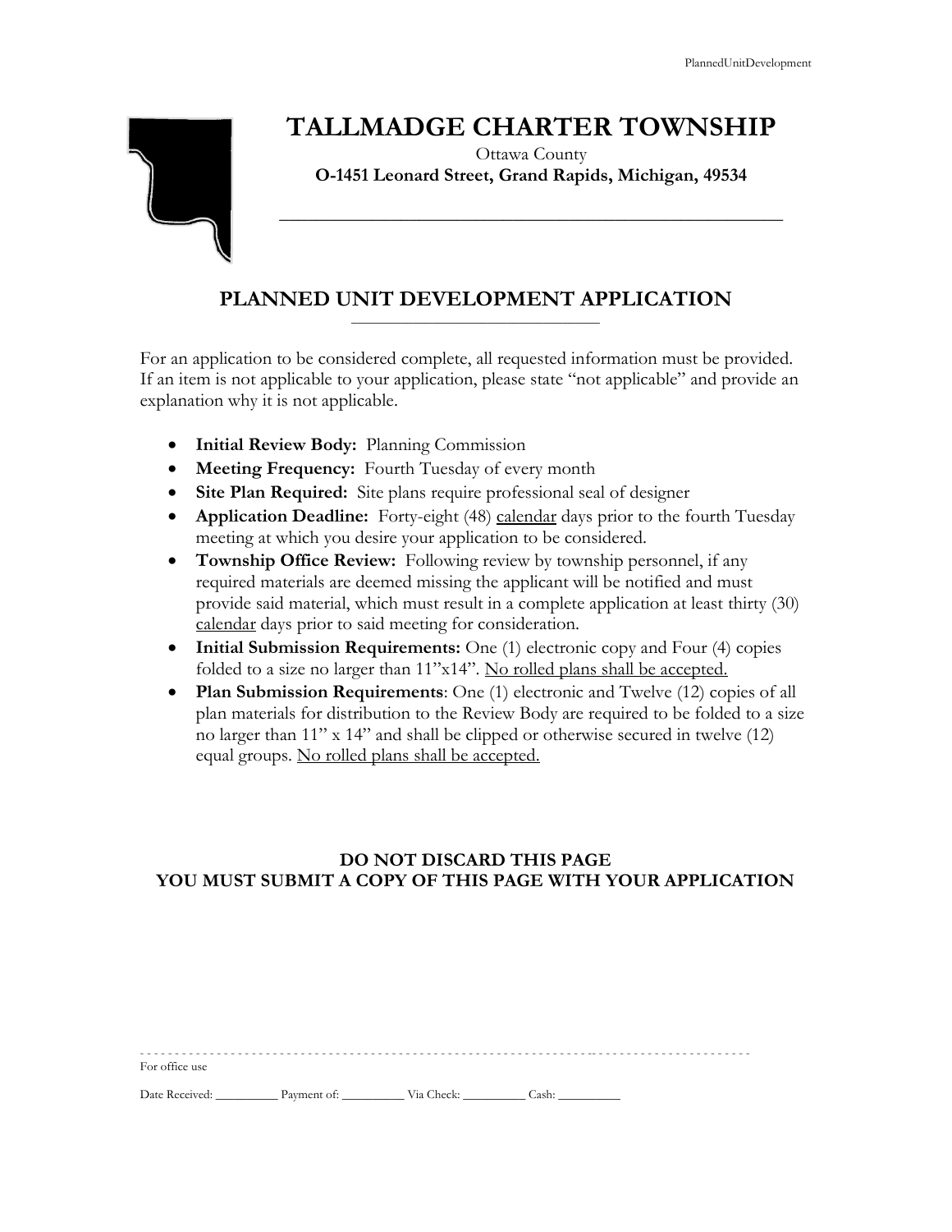# TALLMADGE CHARTER TOWNSHIP

Ottawa County

**O-1451 Leonard Street, Grand Rapids, Michigan, 49534**

## PLANNED UNIT DEVELOPMENT APPLICATION

For an application to be considered complete, all requested information must be provided. If an item is not applicable to your application, please state "not applicable" and provide an explanation why it is not applicable.

- **Initial Review Body:** Planning Commission
- **Meeting Frequency:** Fourth Tuesday of every month
- **Site Plan Required:** Site plans require professional seal of designer
- **Application Deadline:** Forty-eight (48) calendar days prior to the fourth Tuesday meeting at which you desire your application to be considered.
- **Township Office Review:** Following review by township personnel, if any required materials are deemed missing the applicant will be notified and must provide said material, which must result in a complete application at least thirty (30) calendar days prior to said meeting for consideration.
- **Initial Submission Requirements:** One (1) electronic copy and Four (4) copies folded to a size no larger than 11"x14". No rolled plans shall be accepted.
- **Plan Submission Requirements**: One (1) electronic and Twelve (12) copies of all plan materials for distribution to the Review Body are required to be folded to a size no larger than 11" x 14" and shall be clipped or otherwise secured in twelve (12) equal groups. No rolled plans shall be accepted.

**DO NOT DISCARD THIS PAGE**
**YOU MUST SUBMIT A COPY OF THIS PAGE WITH YOUR APPLICATION**

---

For office use

Date Received: __________ Payment of: __________ Via Check: __________ Cash: __________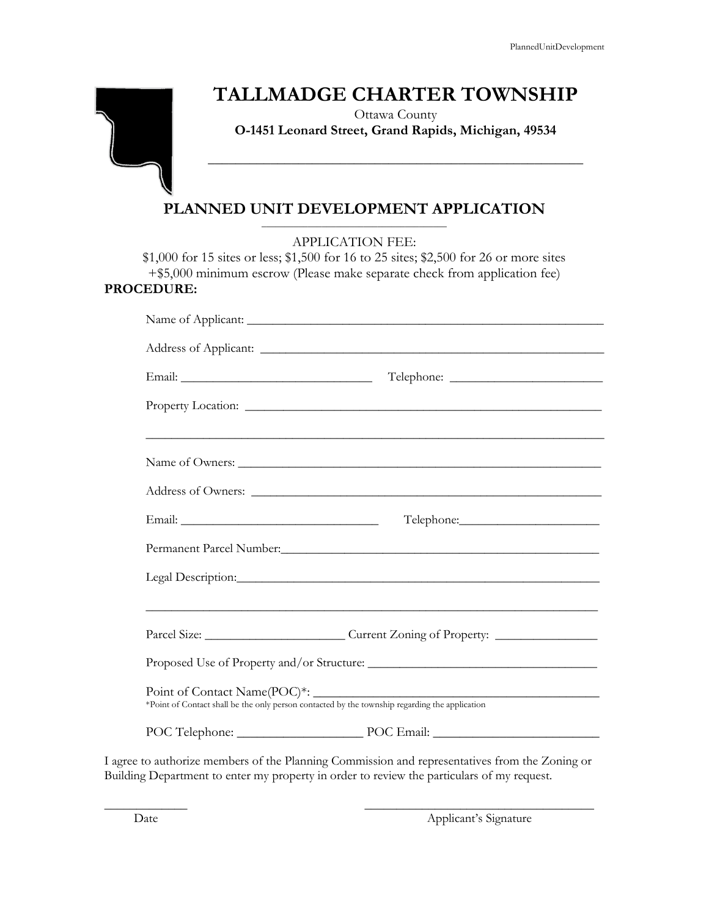# TALLMADGE CHARTER TOWNSHIP

Ottawa County

**O-1451 Leonard Street, Grand Rapids, Michigan, 49534**

## PLANNED UNIT DEVELOPMENT APPLICATION

APPLICATION FEE:

$1,000 for 15 sites or less; $1,500 for 16 to 25 sites; $2,500 for 26 or more sites

+$5,000 minimum escrow (Please make separate check from application fee)

**PROCEDURE:**

Name of Applicant: ______________________________________________

Address of Applicant: ______________________________________________

Email: ______________________________ Telephone: ______________________

Property Location: ______________________________________________

______________________________________________________________

Name of Owners: ______________________________________________

Address of Owners: ______________________________________________

Email: ______________________________ Telephone: ______________________

Permanent Parcel Number: ______________________________________________

Legal Description: ______________________________________________

______________________________________________________________

Parcel Size: ______________________ Current Zoning of Property: ________________

Proposed Use of Property and/or Structure: ______________________________________

Point of Contact Name(POC)*: ______________________________________________

*Point of Contact shall be the only person contacted by the township regarding the application

POC Telephone: ____________________ POC Email: __________________________

I agree to authorize members of the Planning Commission and representatives from the Zoning or Building Department to enter my property in order to review the particulars of my request.

_____________ Date

____________________________________ Applicant's Signature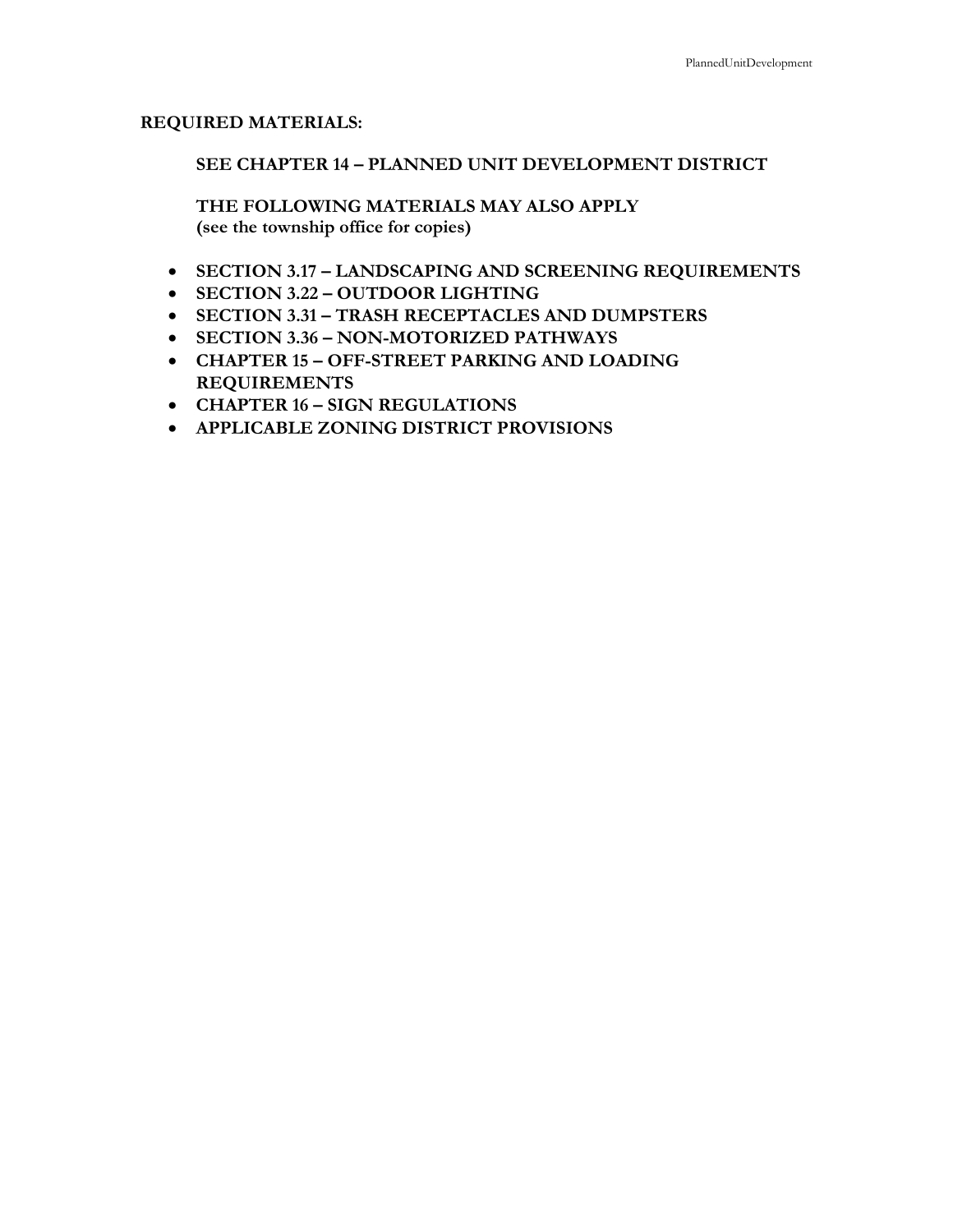**REQUIRED MATERIALS:**

**SEE CHAPTER 14 – PLANNED UNIT DEVELOPMENT DISTRICT**

**THE FOLLOWING MATERIALS MAY ALSO APPLY**
**(see the township office for copies)**

- **SECTION 3.17 – LANDSCAPING AND SCREENING REQUIREMENTS**
- **SECTION 3.22 – OUTDOOR LIGHTING**
- **SECTION 3.31 – TRASH RECEPTACLES AND DUMPSTERS**
- **SECTION 3.36 – NON-MOTORIZED PATHWAYS**
- **CHAPTER 15 – OFF-STREET PARKING AND LOADING REQUIREMENTS**
- **CHAPTER 16 – SIGN REGULATIONS**
- **APPLICABLE ZONING DISTRICT PROVISIONS**